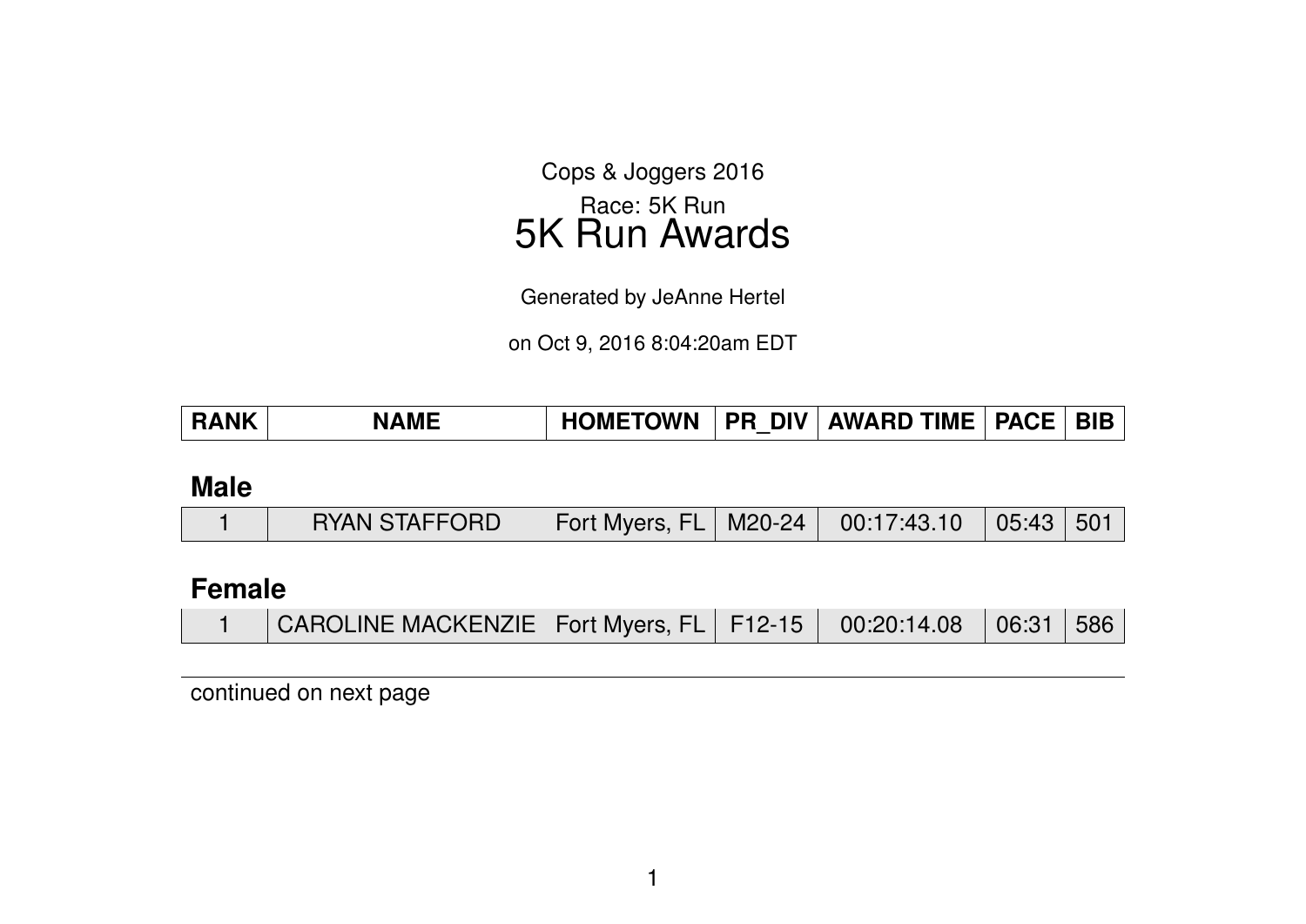Cops & Joggers 2016

Race: 5K Run

# 5K Run Awards

Generated by JeAnne Hertel

on Oct 9, 2016 8:04:20am EDT

| RANK | NAME | HOMETOWN | PR_DIV | AWARD TIME | PACE | BIB |
|---|---|---|---|---|---|---|
| **Male** | | | | | | |
| 1 | RYAN STAFFORD | Fort Myers, FL | M20-24 | 00:17:43.10 | 05:43 | 501 |
| **Female** | | | | | | |
| 1 | CAROLINE MACKENZIE | Fort Myers, FL | F12-15 | 00:20:14.08 | 06:31 | 586 |

continued on next page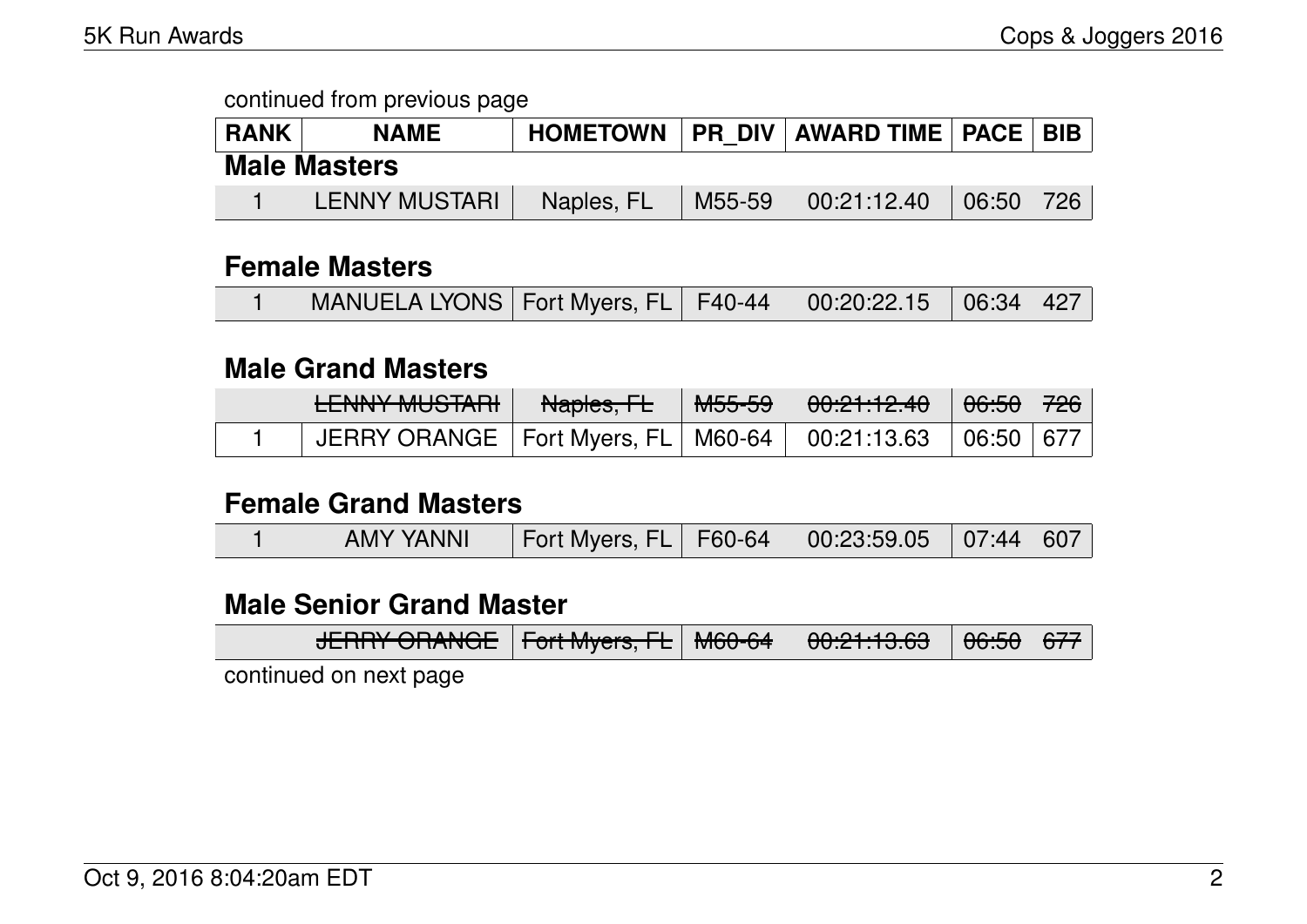continued from previous page

| RANK | NAME | HOMETOWN | PR_DIV | AWARD TIME | PACE | BIB |
|---|---|---|---|---|---|---|
| **Male Masters** | | | | | | |
| 1 | LENNY MUSTARI | Naples, FL | M55-59 | 00:21:12.40 | 06:50 | 726 |
| **Female Masters** | | | | | | |
| 1 | MANUELA LYONS | Fort Myers, FL | F40-44 | 00:20:22.15 | 06:34 | 427 |
| **Male Grand Masters** | | | | | | |
| | ~~LENNY MUSTARI~~ | ~~Naples, FL~~ | ~~M55-59~~ | ~~00:21:12.40~~ | ~~06:50~~ | ~~726~~ |
| 1 | JERRY ORANGE | Fort Myers, FL | M60-64 | 00:21:13.63 | 06:50 | 677 |
| **Female Grand Masters** | | | | | | |
| 1 | AMY YANNI | Fort Myers, FL | F60-64 | 00:23:59.05 | 07:44 | 607 |
| **Male Senior Grand Master** | | | | | | |
| | ~~JERRY ORANGE~~ | ~~Fort Myers, FL~~ | ~~M60-64~~ | ~~00:21:13.63~~ | ~~06:50~~ | ~~677~~ |

continued on next page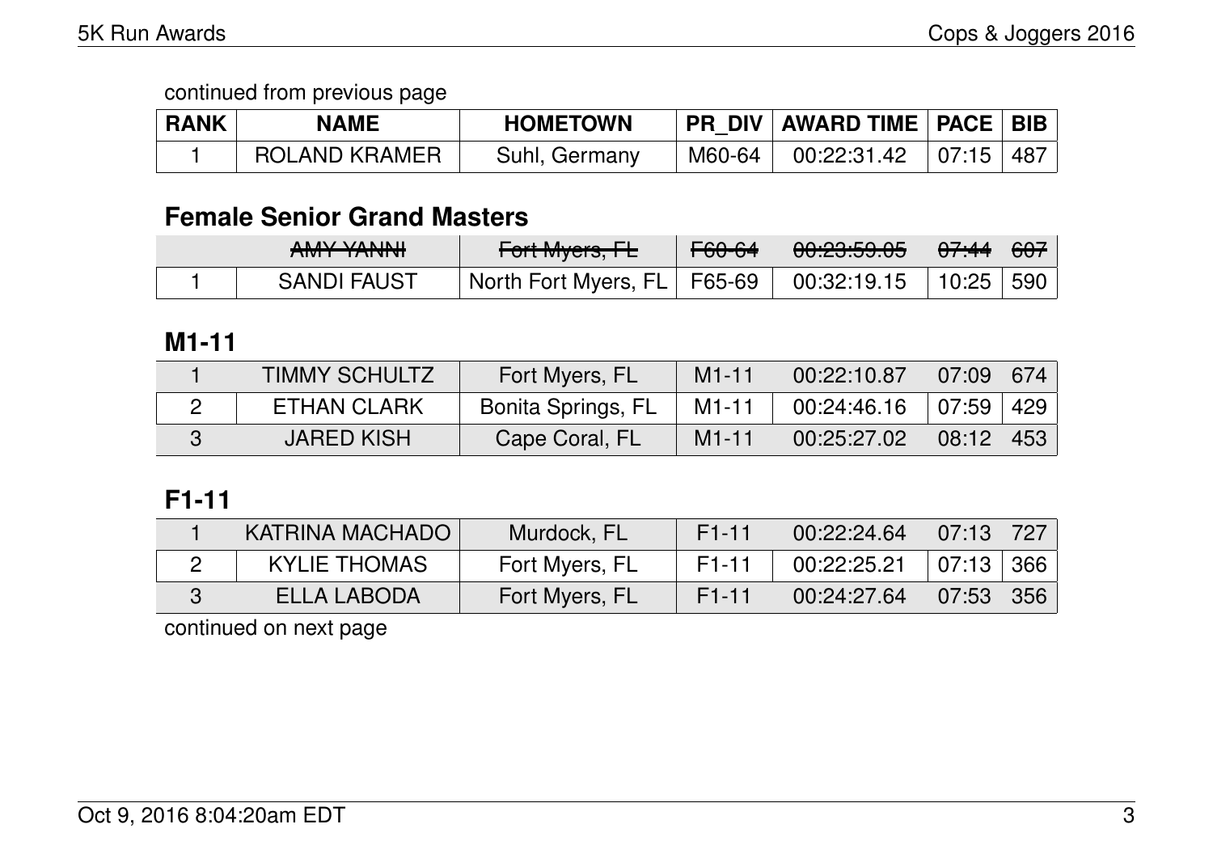continued from previous page

| RANK | NAME | HOMETOWN | PR_DIV | AWARD TIME | PACE | BIB |
|---|---|---|---|---|---|---|
| 1 | ROLAND KRAMER | Suhl, Germany | M60-64 | 00:22:31.42 | 07:15 | 487 |

## Female Senior Grand Masters

| RANK | NAME | HOMETOWN | PR_DIV | AWARD TIME | PACE | BIB |
|---|---|---|---|---|---|---|
| | ~~AMY YANNI~~ | ~~Fort Myers, FL~~ | ~~F60-64~~ | ~~00:23:59.05~~ | ~~07:44~~ | ~~607~~ |
| 1 | SANDI FAUST | North Fort Myers, FL | F65-69 | 00:32:19.15 | 10:25 | 590 |

## M1-11

| RANK | NAME | HOMETOWN | PR_DIV | AWARD TIME | PACE | BIB |
|---|---|---|---|---|---|---|
| 1 | TIMMY SCHULTZ | Fort Myers, FL | M1-11 | 00:22:10.87 | 07:09 | 674 |
| 2 | ETHAN CLARK | Bonita Springs, FL | M1-11 | 00:24:46.16 | 07:59 | 429 |
| 3 | JARED KISH | Cape Coral, FL | M1-11 | 00:25:27.02 | 08:12 | 453 |

## F1-11

| RANK | NAME | HOMETOWN | PR_DIV | AWARD TIME | PACE | BIB |
|---|---|---|---|---|---|---|
| 1 | KATRINA MACHADO | Murdock, FL | F1-11 | 00:22:24.64 | 07:13 | 727 |
| 2 | KYLIE THOMAS | Fort Myers, FL | F1-11 | 00:22:25.21 | 07:13 | 366 |
| 3 | ELLA LABODA | Fort Myers, FL | F1-11 | 00:24:27.64 | 07:53 | 356 |

continued on next page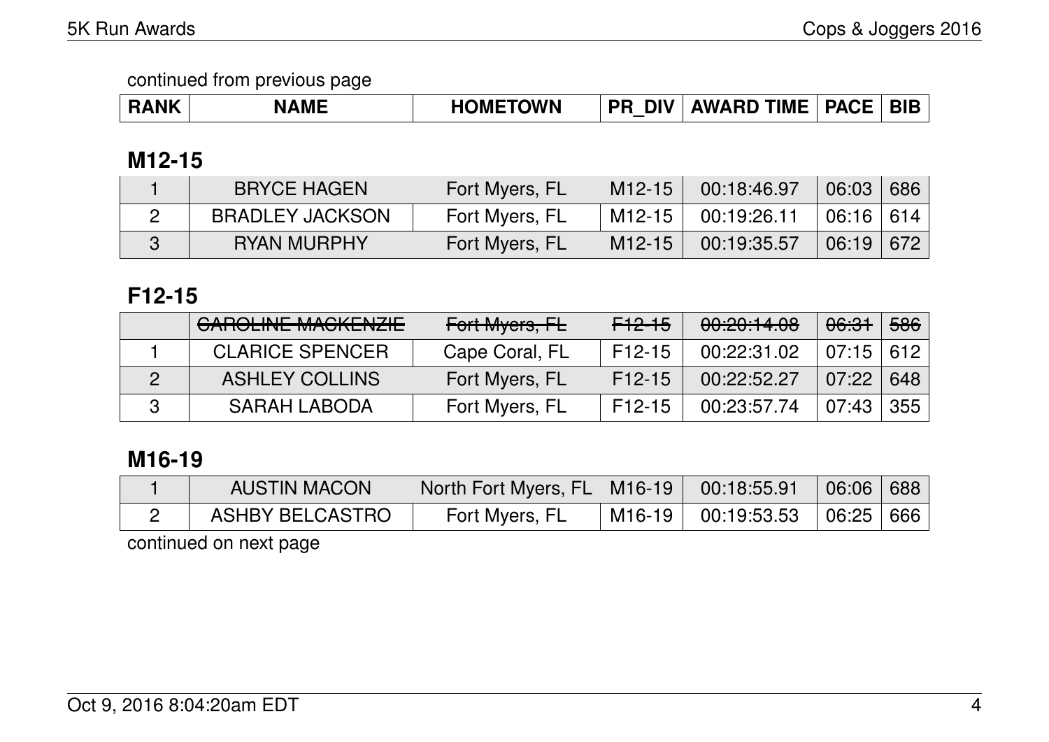continued from previous page

| RANK | NAME | HOMETOWN | PR_DIV | AWARD TIME | PACE | BIB |
|---|---|---|---|---|---|---|

## M12-15

| RANK | NAME | HOMETOWN | PR_DIV | AWARD TIME | PACE | BIB |
|---|---|---|---|---|---|---|
| 1 | BRYCE HAGEN | Fort Myers, FL | M12-15 | 00:18:46.97 | 06:03 | 686 |
| 2 | BRADLEY JACKSON | Fort Myers, FL | M12-15 | 00:19:26.11 | 06:16 | 614 |
| 3 | RYAN MURPHY | Fort Myers, FL | M12-15 | 00:19:35.57 | 06:19 | 672 |

## F12-15

| RANK | NAME | HOMETOWN | PR_DIV | AWARD TIME | PACE | BIB |
|---|---|---|---|---|---|---|
| | ~~CAROLINE MACKENZIE~~ | ~~Fort Myers, FL~~ | ~~F12-15~~ | ~~00:20:14.08~~ | ~~06:31~~ | ~~586~~ |
| 1 | CLARICE SPENCER | Cape Coral, FL | F12-15 | 00:22:31.02 | 07:15 | 612 |
| 2 | ASHLEY COLLINS | Fort Myers, FL | F12-15 | 00:22:52.27 | 07:22 | 648 |
| 3 | SARAH LABODA | Fort Myers, FL | F12-15 | 00:23:57.74 | 07:43 | 355 |

## M16-19

| RANK | NAME | HOMETOWN | PR_DIV | AWARD TIME | PACE | BIB |
|---|---|---|---|---|---|---|
| 1 | AUSTIN MACON | North Fort Myers, FL | M16-19 | 00:18:55.91 | 06:06 | 688 |
| 2 | ASHBY BELCASTRO | Fort Myers, FL | M16-19 | 00:19:53.53 | 06:25 | 666 |

continued on next page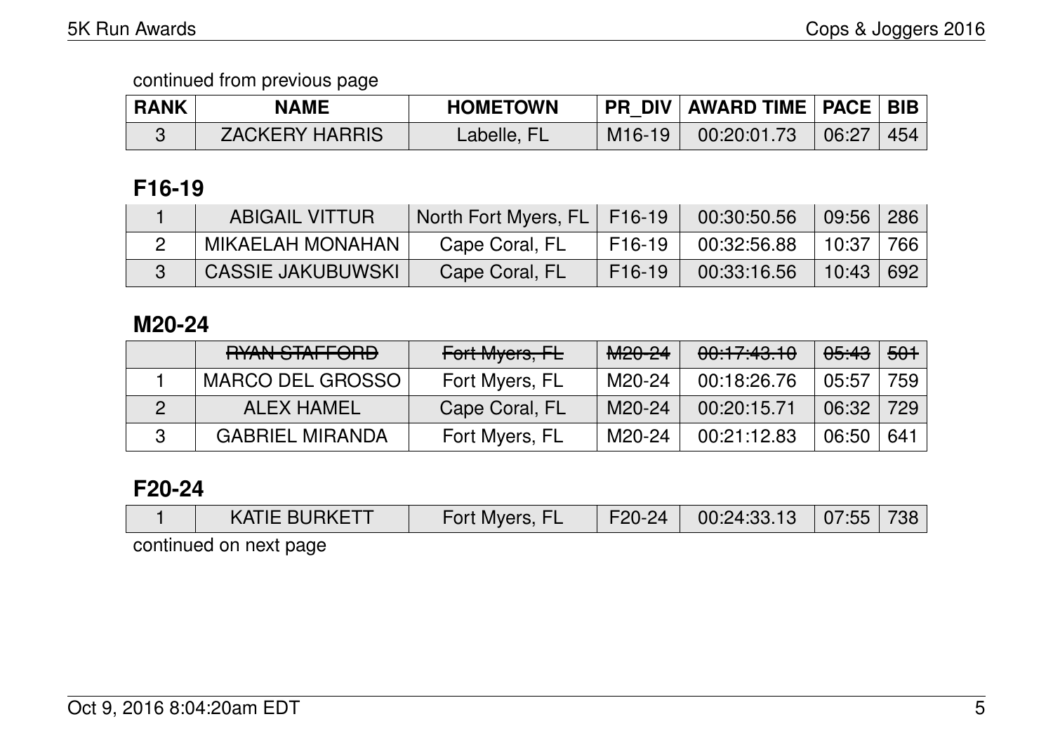continued from previous page

| RANK | NAME | HOMETOWN | PR_DIV | AWARD TIME | PACE | BIB |
|---|---|---|---|---|---|---|
| 3 | ZACKERY HARRIS | Labelle, FL | M16-19 | 00:20:01.73 | 06:27 | 454 |

## F16-19

| RANK | NAME | HOMETOWN | PR_DIV | AWARD TIME | PACE | BIB |
|---|---|---|---|---|---|---|
| 1 | ABIGAIL VITTUR | North Fort Myers, FL | F16-19 | 00:30:50.56 | 09:56 | 286 |
| 2 | MIKAELAH MONAHAN | Cape Coral, FL | F16-19 | 00:32:56.88 | 10:37 | 766 |
| 3 | CASSIE JAKUBUWSKI | Cape Coral, FL | F16-19 | 00:33:16.56 | 10:43 | 692 |

## M20-24

| RANK | NAME | HOMETOWN | PR_DIV | AWARD TIME | PACE | BIB |
|---|---|---|---|---|---|---|
| | ~~RYAN STAFFORD~~ | ~~Fort Myers, FL~~ | ~~M20-24~~ | ~~00:17:43.10~~ | ~~05:43~~ | ~~501~~ |
| 1 | MARCO DEL GROSSO | Fort Myers, FL | M20-24 | 00:18:26.76 | 05:57 | 759 |
| 2 | ALEX HAMEL | Cape Coral, FL | M20-24 | 00:20:15.71 | 06:32 | 729 |
| 3 | GABRIEL MIRANDA | Fort Myers, FL | M20-24 | 00:21:12.83 | 06:50 | 641 |

## F20-24

| RANK | NAME | HOMETOWN | PR_DIV | AWARD TIME | PACE | BIB |
|---|---|---|---|---|---|---|
| 1 | KATIE BURKETT | Fort Myers, FL | F20-24 | 00:24:33.13 | 07:55 | 738 |

continued on next page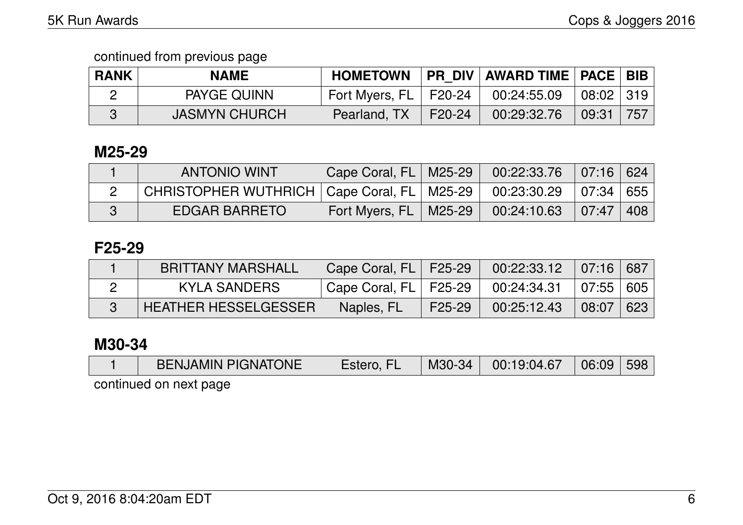continued from previous page

| RANK | NAME | HOMETOWN | PR_DIV | AWARD TIME | PACE | BIB |
|---|---|---|---|---|---|---|
| 2 | PAYGE QUINN | Fort Myers, FL | F20-24 | 00:24:55.09 | 08:02 | 319 |
| 3 | JASMYN CHURCH | Pearland, TX | F20-24 | 00:29:32.76 | 09:31 | 757 |

## M25-29

| RANK | NAME | HOMETOWN | PR_DIV | AWARD TIME | PACE | BIB |
|---|---|---|---|---|---|---|
| 1 | ANTONIO WINT | Cape Coral, FL | M25-29 | 00:22:33.76 | 07:16 | 624 |
| 2 | CHRISTOPHER WUTHRICH | Cape Coral, FL | M25-29 | 00:23:30.29 | 07:34 | 655 |
| 3 | EDGAR BARRETO | Fort Myers, FL | M25-29 | 00:24:10.63 | 07:47 | 408 |

## F25-29

| RANK | NAME | HOMETOWN | PR_DIV | AWARD TIME | PACE | BIB |
|---|---|---|---|---|---|---|
| 1 | BRITTANY MARSHALL | Cape Coral, FL | F25-29 | 00:22:33.12 | 07:16 | 687 |
| 2 | KYLA SANDERS | Cape Coral, FL | F25-29 | 00:24:34.31 | 07:55 | 605 |
| 3 | HEATHER HESSELGESSER | Naples, FL | F25-29 | 00:25:12.43 | 08:07 | 623 |

## M30-34

| RANK | NAME | HOMETOWN | PR_DIV | AWARD TIME | PACE | BIB |
|---|---|---|---|---|---|---|
| 1 | BENJAMIN PIGNATONE | Estero, FL | M30-34 | 00:19:04.67 | 06:09 | 598 |

continued on next page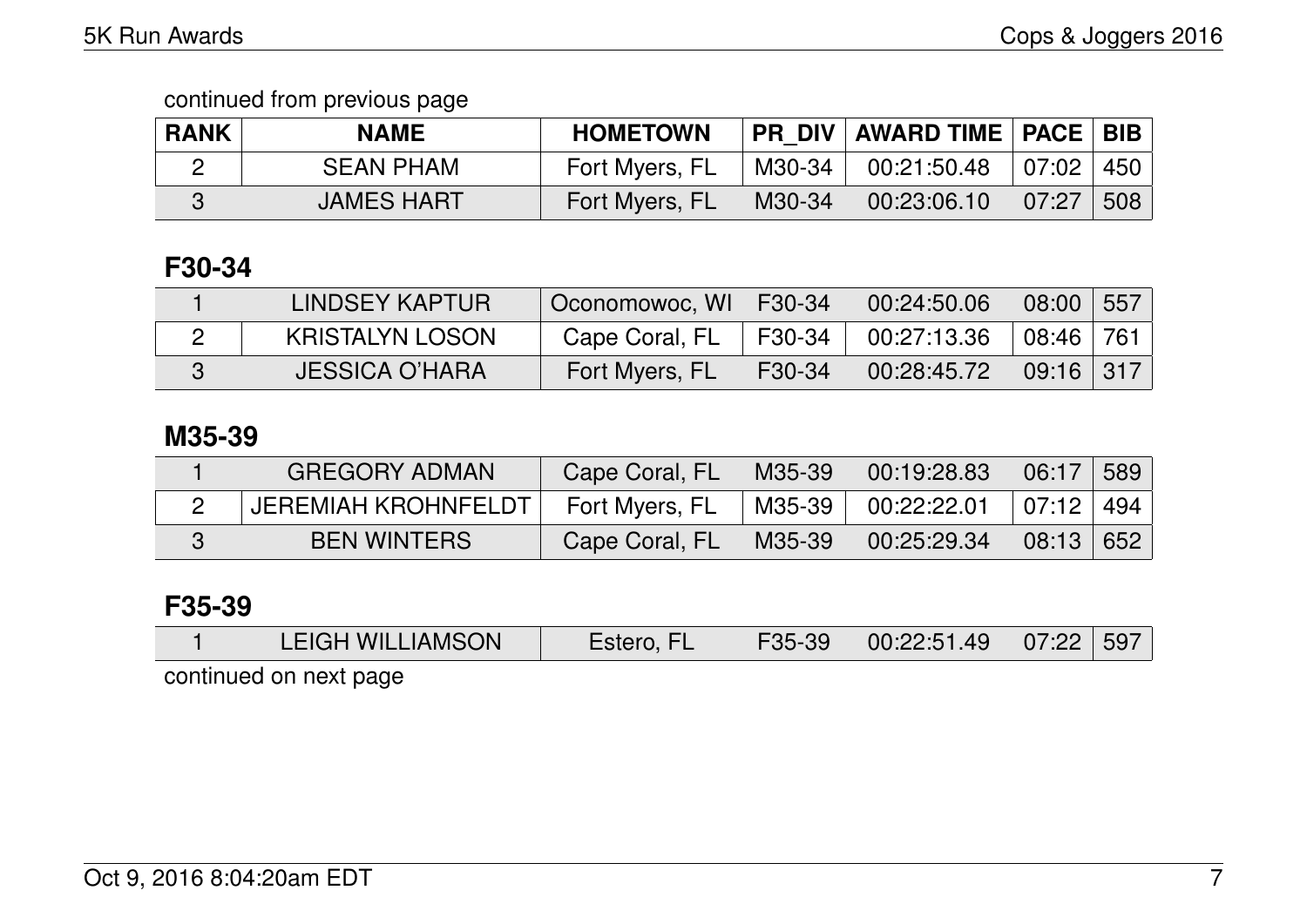continued from previous page

| RANK | NAME | HOMETOWN | PR_DIV | AWARD TIME | PACE | BIB |
|---|---|---|---|---|---|---|
| 2 | SEAN PHAM | Fort Myers, FL | M30-34 | 00:21:50.48 | 07:02 | 450 |
| 3 | JAMES HART | Fort Myers, FL | M30-34 | 00:23:06.10 | 07:27 | 508 |

## F30-34

| RANK | NAME | HOMETOWN | PR_DIV | AWARD TIME | PACE | BIB |
|---|---|---|---|---|---|---|
| 1 | LINDSEY KAPTUR | Oconomowoc, WI | F30-34 | 00:24:50.06 | 08:00 | 557 |
| 2 | KRISTALYN LOSON | Cape Coral, FL | F30-34 | 00:27:13.36 | 08:46 | 761 |
| 3 | JESSICA O'HARA | Fort Myers, FL | F30-34 | 00:28:45.72 | 09:16 | 317 |

## M35-39

| RANK | NAME | HOMETOWN | PR_DIV | AWARD TIME | PACE | BIB |
|---|---|---|---|---|---|---|
| 1 | GREGORY ADMAN | Cape Coral, FL | M35-39 | 00:19:28.83 | 06:17 | 589 |
| 2 | JEREMIAH KROHNFELDT | Fort Myers, FL | M35-39 | 00:22:22.01 | 07:12 | 494 |
| 3 | BEN WINTERS | Cape Coral, FL | M35-39 | 00:25:29.34 | 08:13 | 652 |

## F35-39

| RANK | NAME | HOMETOWN | PR_DIV | AWARD TIME | PACE | BIB |
|---|---|---|---|---|---|---|
| 1 | LEIGH WILLIAMSON | Estero, FL | F35-39 | 00:22:51.49 | 07:22 | 597 |

continued on next page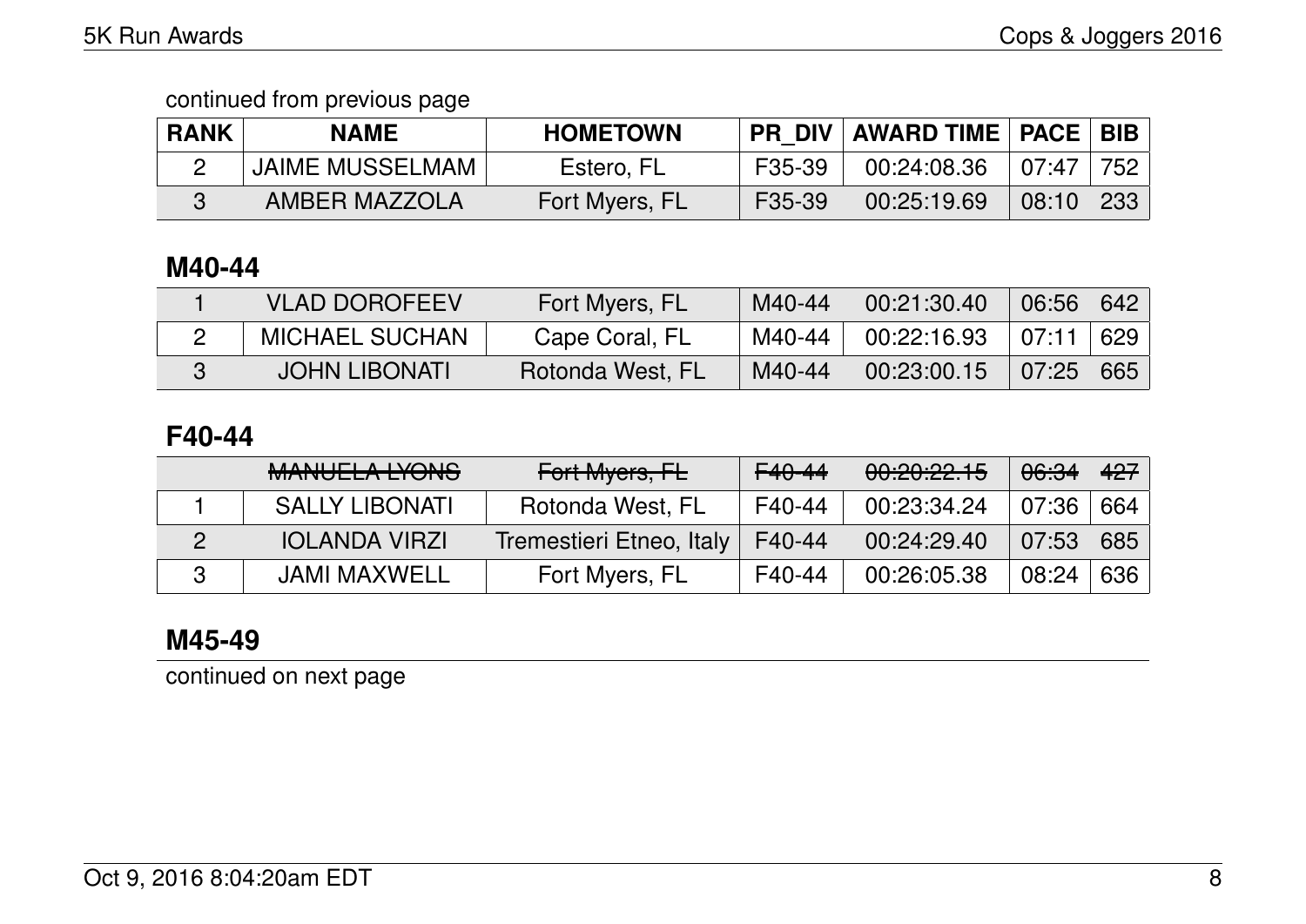continued from previous page

| RANK | NAME | HOMETOWN | PR_DIV | AWARD TIME | PACE | BIB |
|---|---|---|---|---|---|---|
| 2 | JAIME MUSSELMAM | Estero, FL | F35-39 | 00:24:08.36 | 07:47 | 752 |
| 3 | AMBER MAZZOLA | Fort Myers, FL | F35-39 | 00:25:19.69 | 08:10 | 233 |

## M40-44

| RANK | NAME | HOMETOWN | PR_DIV | AWARD TIME | PACE | BIB |
|---|---|---|---|---|---|---|
| 1 | VLAD DOROFEEV | Fort Myers, FL | M40-44 | 00:21:30.40 | 06:56 | 642 |
| 2 | MICHAEL SUCHAN | Cape Coral, FL | M40-44 | 00:22:16.93 | 07:11 | 629 |
| 3 | JOHN LIBONATI | Rotonda West, FL | M40-44 | 00:23:00.15 | 07:25 | 665 |

## F40-44

| RANK | NAME | HOMETOWN | PR_DIV | AWARD TIME | PACE | BIB |
|---|---|---|---|---|---|---|
| | ~~MANUELA LYONS~~ | ~~Fort Myers, FL~~ | ~~F40-44~~ | ~~00:20:22.15~~ | ~~06:34~~ | ~~427~~ |
| 1 | SALLY LIBONATI | Rotonda West, FL | F40-44 | 00:23:34.24 | 07:36 | 664 |
| 2 | IOLANDA VIRZI | Tremestieri Etneo, Italy | F40-44 | 00:24:29.40 | 07:53 | 685 |
| 3 | JAMI MAXWELL | Fort Myers, FL | F40-44 | 00:26:05.38 | 08:24 | 636 |

## M45-49

continued on next page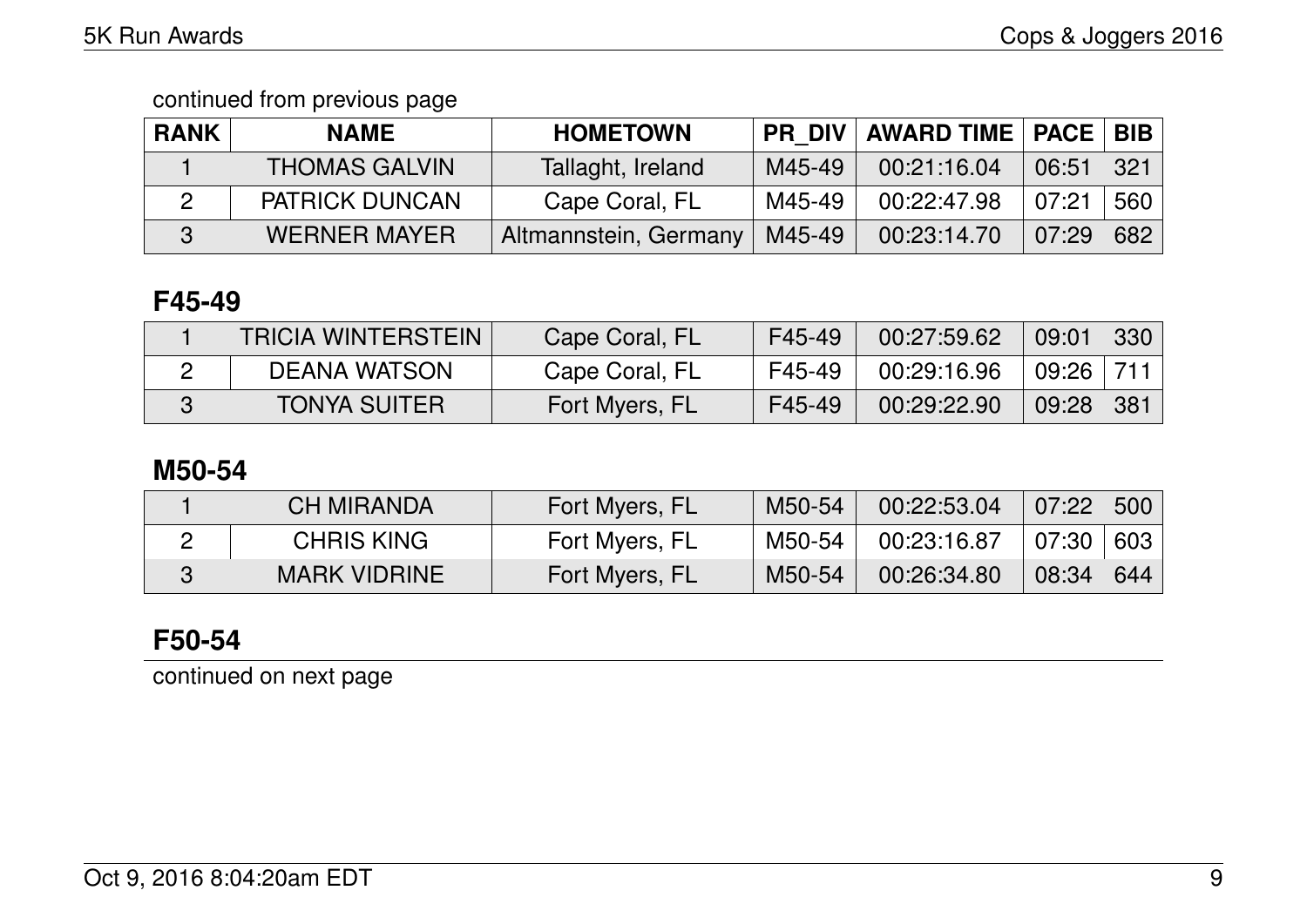continued from previous page

| RANK | NAME | HOMETOWN | PR_DIV | AWARD TIME | PACE | BIB |
|---|---|---|---|---|---|---|
| 1 | THOMAS GALVIN | Tallaght, Ireland | M45-49 | 00:21:16.04 | 06:51 | 321 |
| 2 | PATRICK DUNCAN | Cape Coral, FL | M45-49 | 00:22:47.98 | 07:21 | 560 |
| 3 | WERNER MAYER | Altmannstein, Germany | M45-49 | 00:23:14.70 | 07:29 | 682 |

## F45-49

| RANK | NAME | HOMETOWN | PR_DIV | AWARD TIME | PACE | BIB |
|---|---|---|---|---|---|---|
| 1 | TRICIA WINTERSTEIN | Cape Coral, FL | F45-49 | 00:27:59.62 | 09:01 | 330 |
| 2 | DEANA WATSON | Cape Coral, FL | F45-49 | 00:29:16.96 | 09:26 | 711 |
| 3 | TONYA SUITER | Fort Myers, FL | F45-49 | 00:29:22.90 | 09:28 | 381 |

## M50-54

| RANK | NAME | HOMETOWN | PR_DIV | AWARD TIME | PACE | BIB |
|---|---|---|---|---|---|---|
| 1 | CH MIRANDA | Fort Myers, FL | M50-54 | 00:22:53.04 | 07:22 | 500 |
| 2 | CHRIS KING | Fort Myers, FL | M50-54 | 00:23:16.87 | 07:30 | 603 |
| 3 | MARK VIDRINE | Fort Myers, FL | M50-54 | 00:26:34.80 | 08:34 | 644 |

## F50-54

continued on next page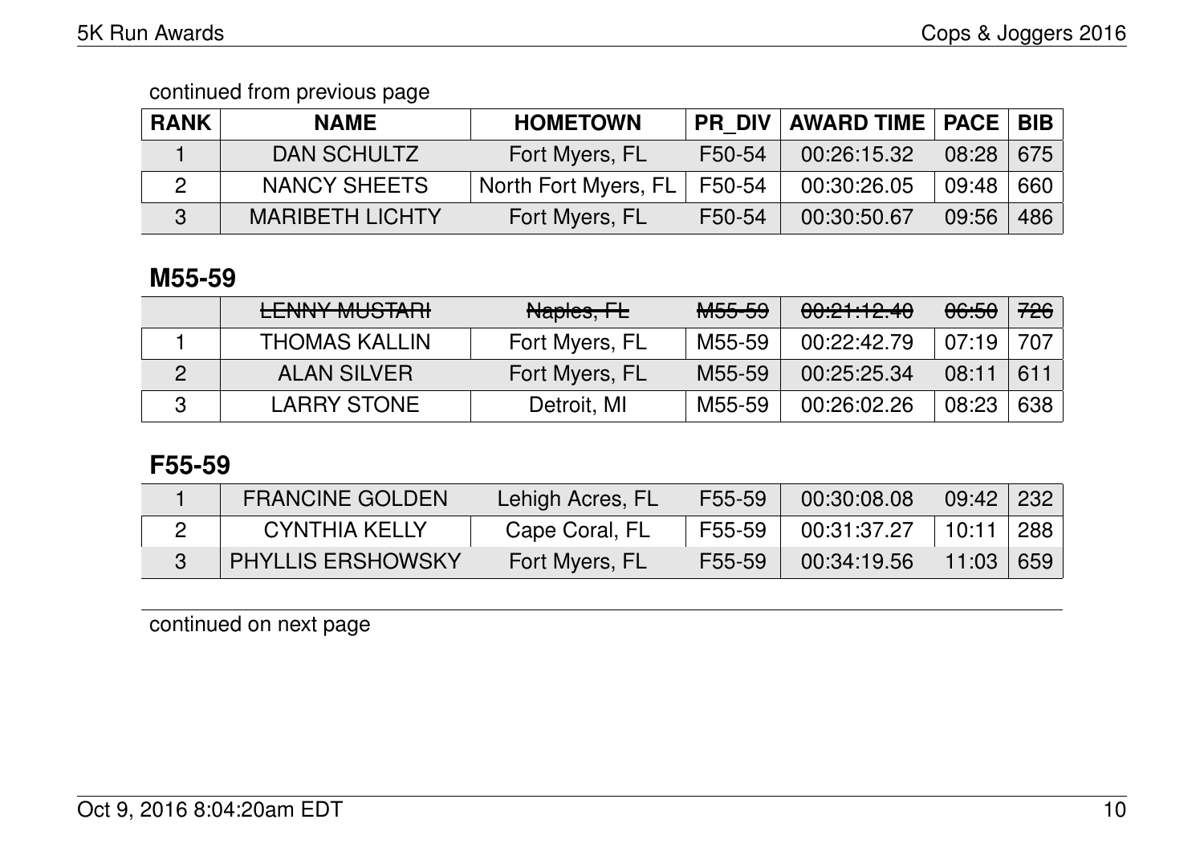continued from previous page

| RANK | NAME | HOMETOWN | PR_DIV | AWARD TIME | PACE | BIB |
|---|---|---|---|---|---|---|
| 1 | DAN SCHULTZ | Fort Myers, FL | F50-54 | 00:26:15.32 | 08:28 | 675 |
| 2 | NANCY SHEETS | North Fort Myers, FL | F50-54 | 00:30:26.05 | 09:48 | 660 |
| 3 | MARIBETH LICHTY | Fort Myers, FL | F50-54 | 00:30:50.67 | 09:56 | 486 |

## M55-59

| RANK | NAME | HOMETOWN | PR_DIV | AWARD TIME | PACE | BIB |
|---|---|---|---|---|---|---|
| | ~~LENNY MUSTARI~~ | ~~Naples, FL~~ | ~~M55-59~~ | ~~00:21:12.40~~ | ~~06:50~~ | ~~726~~ |
| 1 | THOMAS KALLIN | Fort Myers, FL | M55-59 | 00:22:42.79 | 07:19 | 707 |
| 2 | ALAN SILVER | Fort Myers, FL | M55-59 | 00:25:25.34 | 08:11 | 611 |
| 3 | LARRY STONE | Detroit, MI | M55-59 | 00:26:02.26 | 08:23 | 638 |

## F55-59

| RANK | NAME | HOMETOWN | PR_DIV | AWARD TIME | PACE | BIB |
|---|---|---|---|---|---|---|
| 1 | FRANCINE GOLDEN | Lehigh Acres, FL | F55-59 | 00:30:08.08 | 09:42 | 232 |
| 2 | CYNTHIA KELLY | Cape Coral, FL | F55-59 | 00:31:37.27 | 10:11 | 288 |
| 3 | PHYLLIS ERSHOWSKY | Fort Myers, FL | F55-59 | 00:34:19.56 | 11:03 | 659 |

continued on next page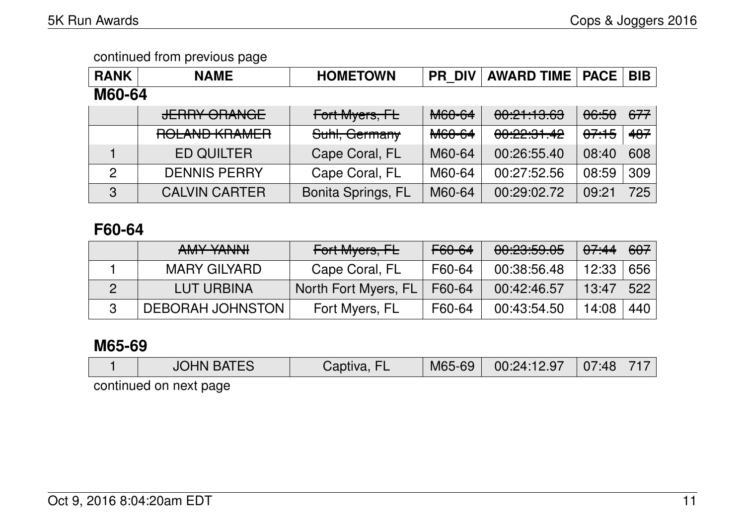continued from previous page

| RANK | NAME | HOMETOWN | PR_DIV | AWARD TIME | PACE | BIB |
|---|---|---|---|---|---|---|

## M60-64

| RANK | NAME | HOMETOWN | PR_DIV | AWARD TIME | PACE | BIB |
|---|---|---|---|---|---|---|
| | ~~JERRY ORANGE~~ | ~~Fort Myers, FL~~ | ~~M60-64~~ | ~~00:21:13.63~~ | ~~06:50~~ | ~~677~~ |
| | ~~ROLAND KRAMER~~ | ~~Suhl, Germany~~ | ~~M60-64~~ | ~~00:22:31.42~~ | ~~07:15~~ | ~~487~~ |
| 1 | ED QUILTER | Cape Coral, FL | M60-64 | 00:26:55.40 | 08:40 | 608 |
| 2 | DENNIS PERRY | Cape Coral, FL | M60-64 | 00:27:52.56 | 08:59 | 309 |
| 3 | CALVIN CARTER | Bonita Springs, FL | M60-64 | 00:29:02.72 | 09:21 | 725 |

## F60-64

| RANK | NAME | HOMETOWN | PR_DIV | AWARD TIME | PACE | BIB |
|---|---|---|---|---|---|---|
| | ~~AMY YANNI~~ | ~~Fort Myers, FL~~ | ~~F60-64~~ | ~~00:23:59.05~~ | ~~07:44~~ | ~~607~~ |
| 1 | MARY GILYARD | Cape Coral, FL | F60-64 | 00:38:56.48 | 12:33 | 656 |
| 2 | LUT URBINA | North Fort Myers, FL | F60-64 | 00:42:46.57 | 13:47 | 522 |
| 3 | DEBORAH JOHNSTON | Fort Myers, FL | F60-64 | 00:43:54.50 | 14:08 | 440 |

## M65-69

| RANK | NAME | HOMETOWN | PR_DIV | AWARD TIME | PACE | BIB |
|---|---|---|---|---|---|---|
| 1 | JOHN BATES | Captiva, FL | M65-69 | 00:24:12.97 | 07:48 | 717 |

continued on next page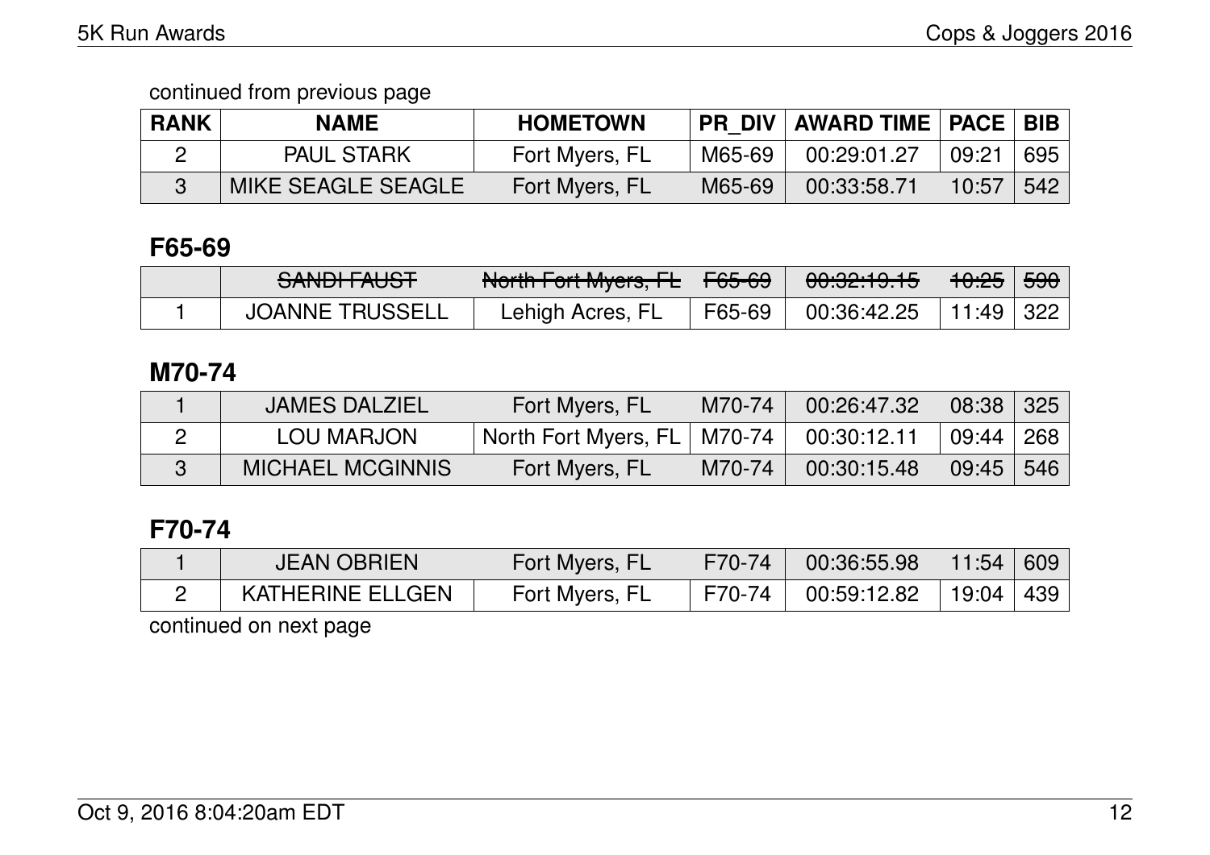continued from previous page

| RANK | NAME | HOMETOWN | PR_DIV | AWARD TIME | PACE | BIB |
|---|---|---|---|---|---|---|
| 2 | PAUL STARK | Fort Myers, FL | M65-69 | 00:29:01.27 | 09:21 | 695 |
| 3 | MIKE SEAGLE SEAGLE | Fort Myers, FL | M65-69 | 00:33:58.71 | 10:57 | 542 |

## F65-69

| RANK | NAME | HOMETOWN | PR_DIV | AWARD TIME | PACE | BIB |
|---|---|---|---|---|---|---|
| | ~~SANDI FAUST~~ | ~~North Fort Myers, FL~~ | ~~F65-69~~ | ~~00:32:19.15~~ | ~~10:25~~ | ~~590~~ |
| 1 | JOANNE TRUSSELL | Lehigh Acres, FL | F65-69 | 00:36:42.25 | 11:49 | 322 |

## M70-74

| RANK | NAME | HOMETOWN | PR_DIV | AWARD TIME | PACE | BIB |
|---|---|---|---|---|---|---|
| 1 | JAMES DALZIEL | Fort Myers, FL | M70-74 | 00:26:47.32 | 08:38 | 325 |
| 2 | LOU MARJON | North Fort Myers, FL | M70-74 | 00:30:12.11 | 09:44 | 268 |
| 3 | MICHAEL MCGINNIS | Fort Myers, FL | M70-74 | 00:30:15.48 | 09:45 | 546 |

## F70-74

| RANK | NAME | HOMETOWN | PR_DIV | AWARD TIME | PACE | BIB |
|---|---|---|---|---|---|---|
| 1 | JEAN OBRIEN | Fort Myers, FL | F70-74 | 00:36:55.98 | 11:54 | 609 |
| 2 | KATHERINE ELLGEN | Fort Myers, FL | F70-74 | 00:59:12.82 | 19:04 | 439 |

continued on next page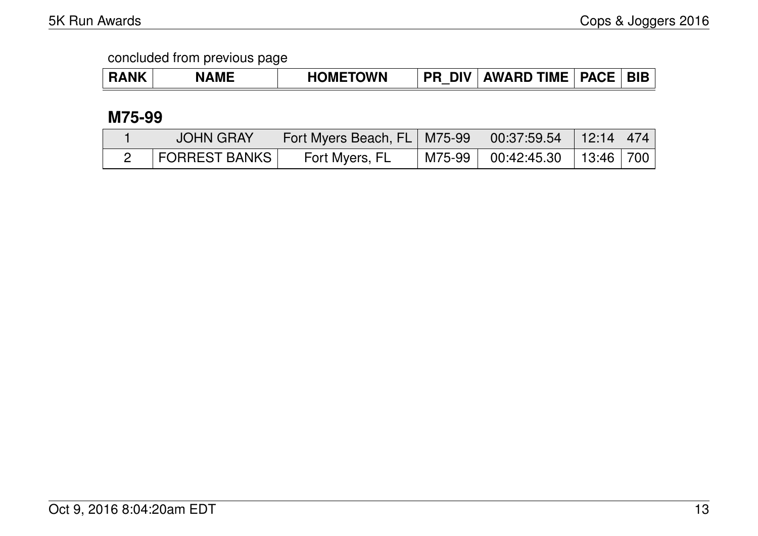concluded from previous page

## M75-99

| RANK | NAME | HOMETOWN | PR_DIV | AWARD TIME | PACE | BIB |
|---|---|---|---|---|---|---|
| 1 | JOHN GRAY | Fort Myers Beach, FL | M75-99 | 00:37:59.54 | 12:14 | 474 |
| 2 | FORREST BANKS | Fort Myers, FL | M75-99 | 00:42:45.30 | 13:46 | 700 |